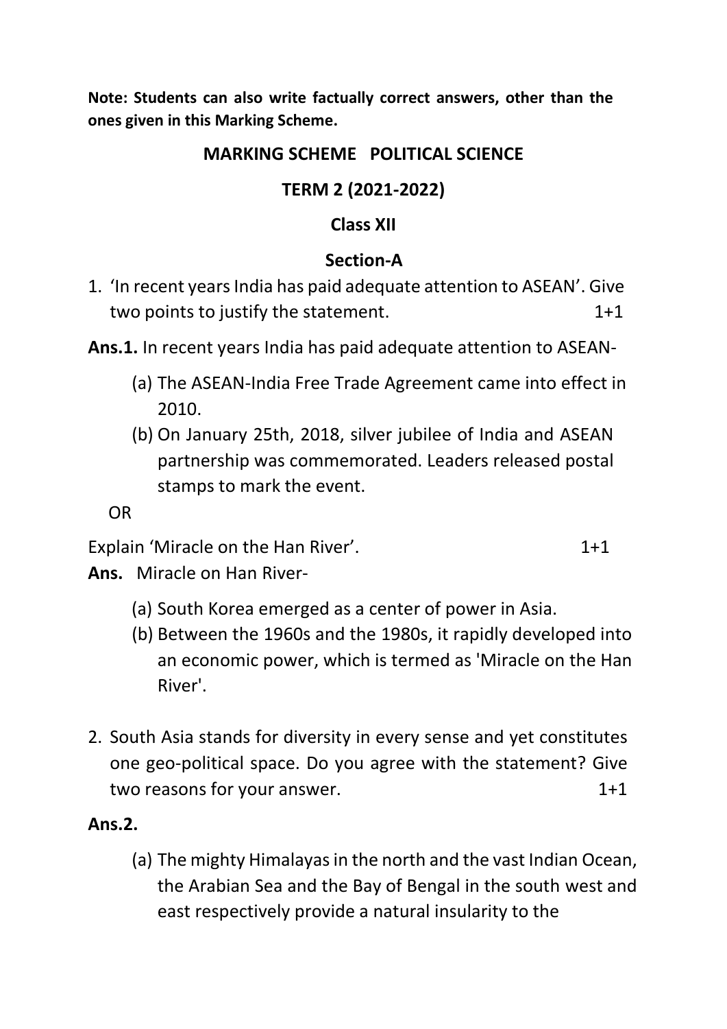**Note: Students can also write factually correct answers, other than the ones given in this Marking Scheme.**

# MARKING SCHEME POLITICAL SCIENCE

## TERM 2 (2021-2022)

## Class XII

### Section-A

1. 'In recent years India has paid adequate attention to ASEAN'. Give two points to justify the statement. 1+1

**Ans.1.** In recent years India has paid adequate attention to ASEAN-

(a) The ASEAN-India Free Trade Agreement came into effect in 2010.

(b) On January 25th, 2018, silver jubilee of India and ASEAN partnership was commemorated. Leaders released postal stamps to mark the event.

OR

Explain 'Miracle on the Han River'. 1+1

**Ans.** Miracle on Han River-

(a) South Korea emerged as a center of power in Asia.

(b) Between the 1960s and the 1980s, it rapidly developed into an economic power, which is termed as 'Miracle on the Han River'.

2. South Asia stands for diversity in every sense and yet constitutes one geo-political space. Do you agree with the statement? Give two reasons for your answer. 1+1

**Ans.2.**

(a) The mighty Himalayas in the north and the vast Indian Ocean, the Arabian Sea and the Bay of Bengal in the south west and east respectively provide a natural insularity to the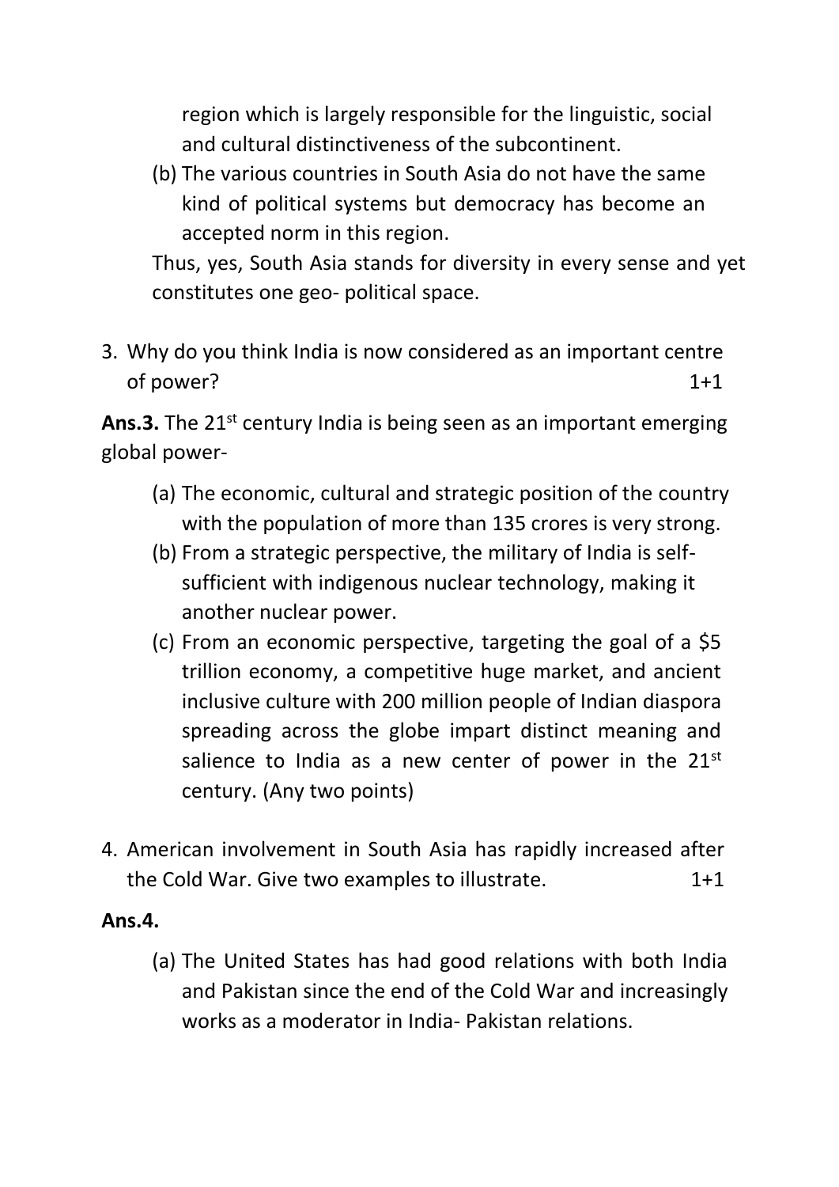region which is largely responsible for the linguistic, social and cultural distinctiveness of the subcontinent.

(b) The various countries in South Asia do not have the same kind of political systems but democracy has become an accepted norm in this region.

Thus, yes, South Asia stands for diversity in every sense and yet constitutes one geo- political space.

3. Why do you think India is now considered as an important centre of power? 1+1

**Ans.3.** The 21st century India is being seen as an important emerging global power-

(a) The economic, cultural and strategic position of the country with the population of more than 135 crores is very strong.

(b) From a strategic perspective, the military of India is self-sufficient with indigenous nuclear technology, making it another nuclear power.

(c) From an economic perspective, targeting the goal of a $5 trillion economy, a competitive huge market, and ancient inclusive culture with 200 million people of Indian diaspora spreading across the globe impart distinct meaning and salience to India as a new center of power in the 21st century. (Any two points)

4. American involvement in South Asia has rapidly increased after the Cold War. Give two examples to illustrate. 1+1

**Ans.4.**

(a) The United States has had good relations with both India and Pakistan since the end of the Cold War and increasingly works as a moderator in India- Pakistan relations.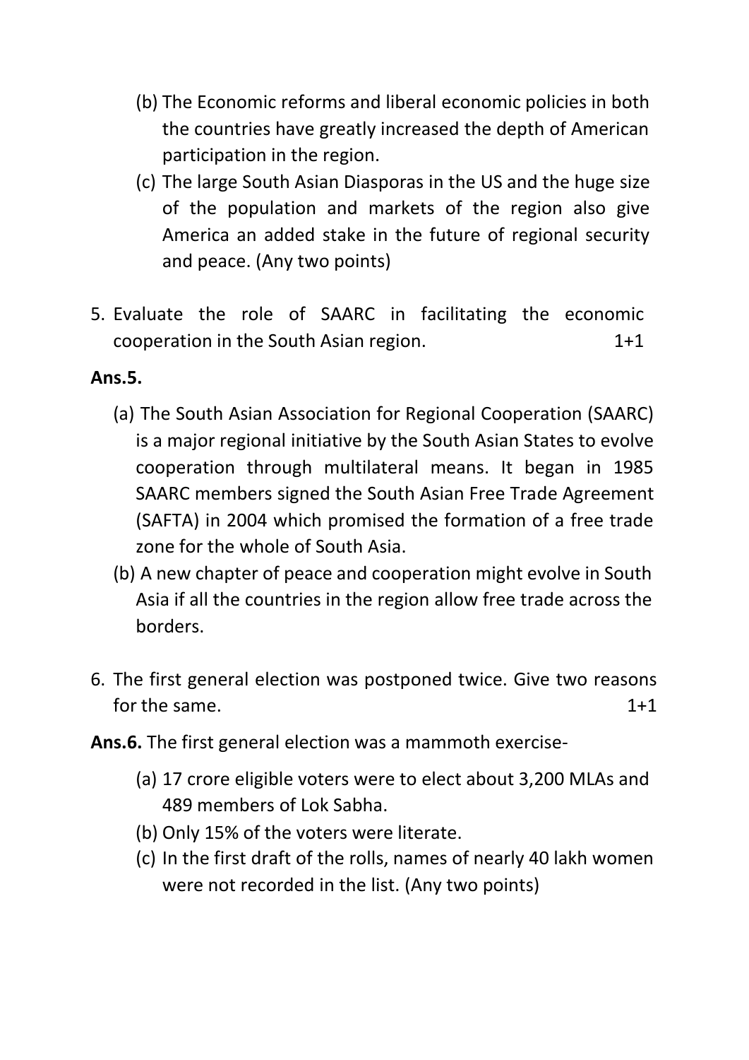(b) The Economic reforms and liberal economic policies in both the countries have greatly increased the depth of American participation in the region.

(c) The large South Asian Diasporas in the US and the huge size of the population and markets of the region also give America an added stake in the future of regional security and peace. (Any two points)

5. Evaluate the role of SAARC in facilitating the economic cooperation in the South Asian region. 1+1

**Ans.5.**

(a) The South Asian Association for Regional Cooperation (SAARC) is a major regional initiative by the South Asian States to evolve cooperation through multilateral means. It began in 1985 SAARC members signed the South Asian Free Trade Agreement (SAFTA) in 2004 which promised the formation of a free trade zone for the whole of South Asia.

(b) A new chapter of peace and cooperation might evolve in South Asia if all the countries in the region allow free trade across the borders.

6. The first general election was postponed twice. Give two reasons for the same. 1+1

**Ans.6.** The first general election was a mammoth exercise-

(a) 17 crore eligible voters were to elect about 3,200 MLAs and 489 members of Lok Sabha.

(b) Only 15% of the voters were literate.

(c) In the first draft of the rolls, names of nearly 40 lakh women were not recorded in the list. (Any two points)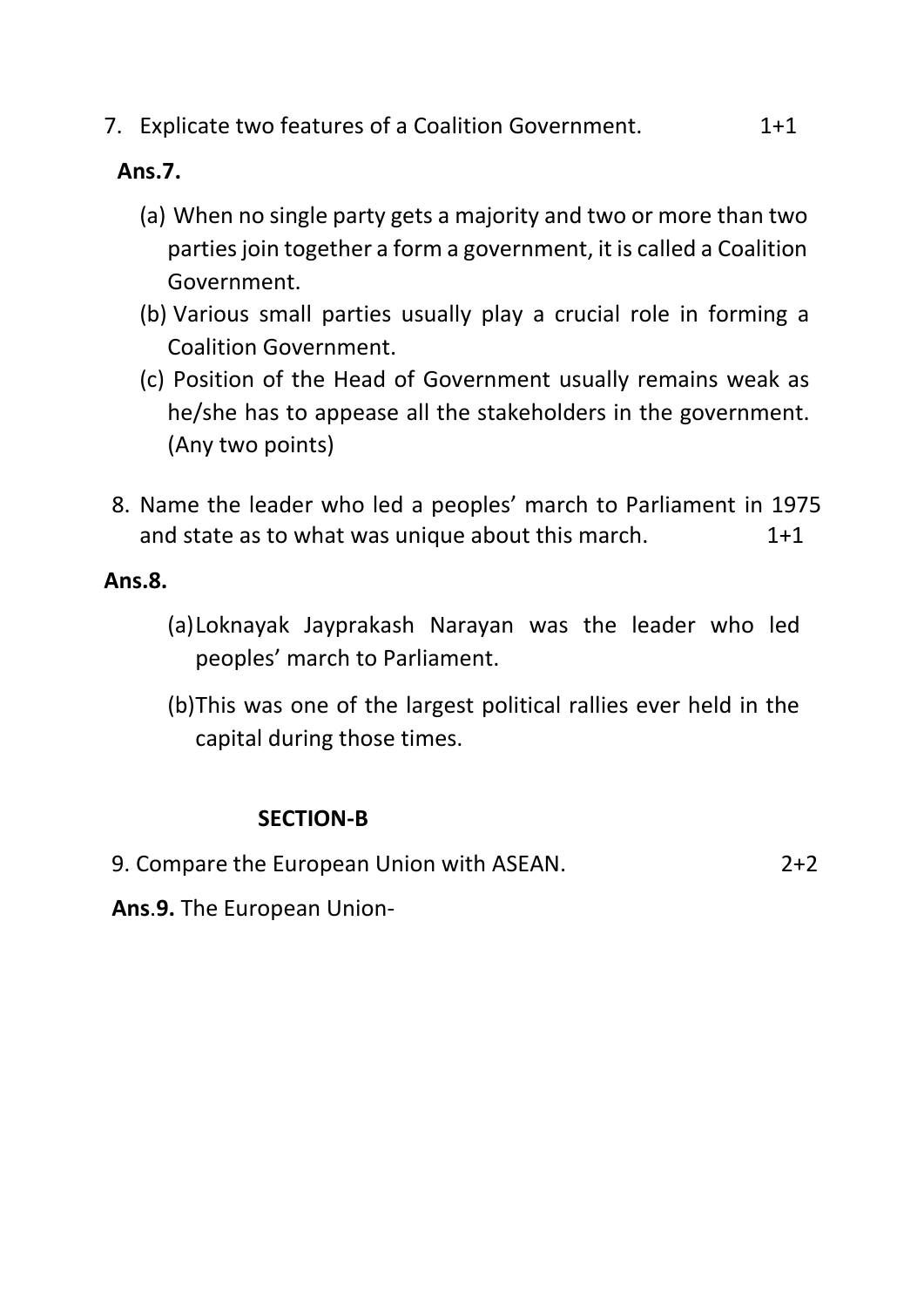7. Explicate two features of a Coalition Government. 1+1

**Ans.7.**

(a) When no single party gets a majority and two or more than two parties join together a form a government, it is called a Coalition Government.

(b) Various small parties usually play a crucial role in forming a Coalition Government.

(c) Position of the Head of Government usually remains weak as he/she has to appease all the stakeholders in the government. (Any two points)

8. Name the leader who led a peoples' march to Parliament in 1975 and state as to what was unique about this march. 1+1

**Ans.8.**

(a) Loknayak Jayprakash Narayan was the leader who led peoples' march to Parliament.

(b) This was one of the largest political rallies ever held in the capital during those times.

## SECTION-B

9. Compare the European Union with ASEAN. 2+2

**Ans.9.** The European Union-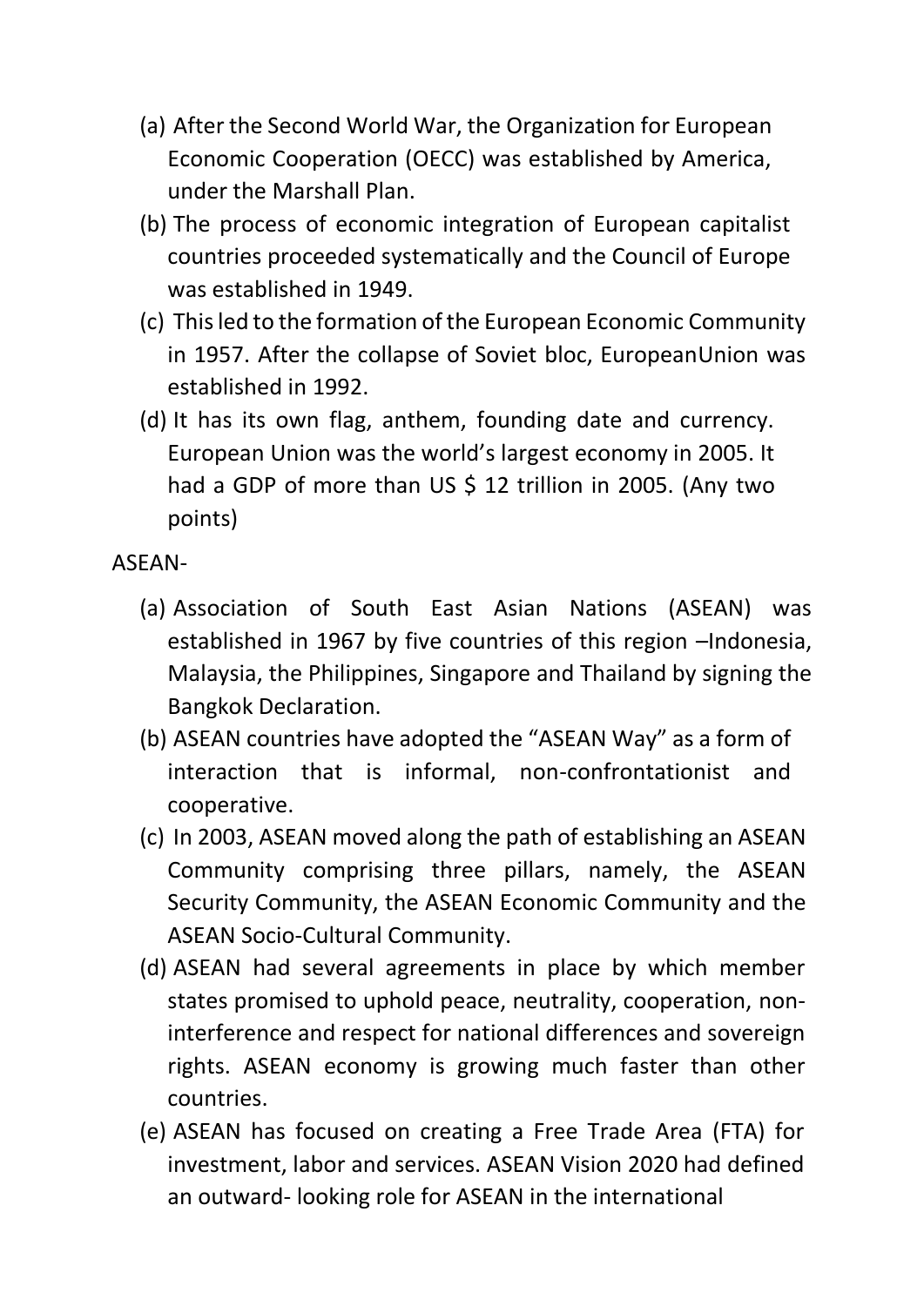(a) After the Second World War, the Organization for European Economic Cooperation (OECC) was established by America, under the Marshall Plan.
(b) The process of economic integration of European capitalist countries proceeded systematically and the Council of Europe was established in 1949.
(c) This led to the formation of the European Economic Community in 1957. After the collapse of Soviet bloc, EuropeanUnion was established in 1992.
(d) It has its own flag, anthem, founding date and currency. European Union was the world's largest economy in 2005. It had a GDP of more than US $ 12 trillion in 2005. (Any two points)

ASEAN-

(a) Association of South East Asian Nations (ASEAN) was established in 1967 by five countries of this region –Indonesia, Malaysia, the Philippines, Singapore and Thailand by signing the Bangkok Declaration.
(b) ASEAN countries have adopted the "ASEAN Way" as a form of interaction that is informal, non-confrontationist and cooperative.
(c) In 2003, ASEAN moved along the path of establishing an ASEAN Community comprising three pillars, namely, the ASEAN Security Community, the ASEAN Economic Community and the ASEAN Socio-Cultural Community.
(d) ASEAN had several agreements in place by which member states promised to uphold peace, neutrality, cooperation, non-interference and respect for national differences and sovereign rights. ASEAN economy is growing much faster than other countries.
(e) ASEAN has focused on creating a Free Trade Area (FTA) for investment, labor and services. ASEAN Vision 2020 had defined an outward- looking role for ASEAN in the international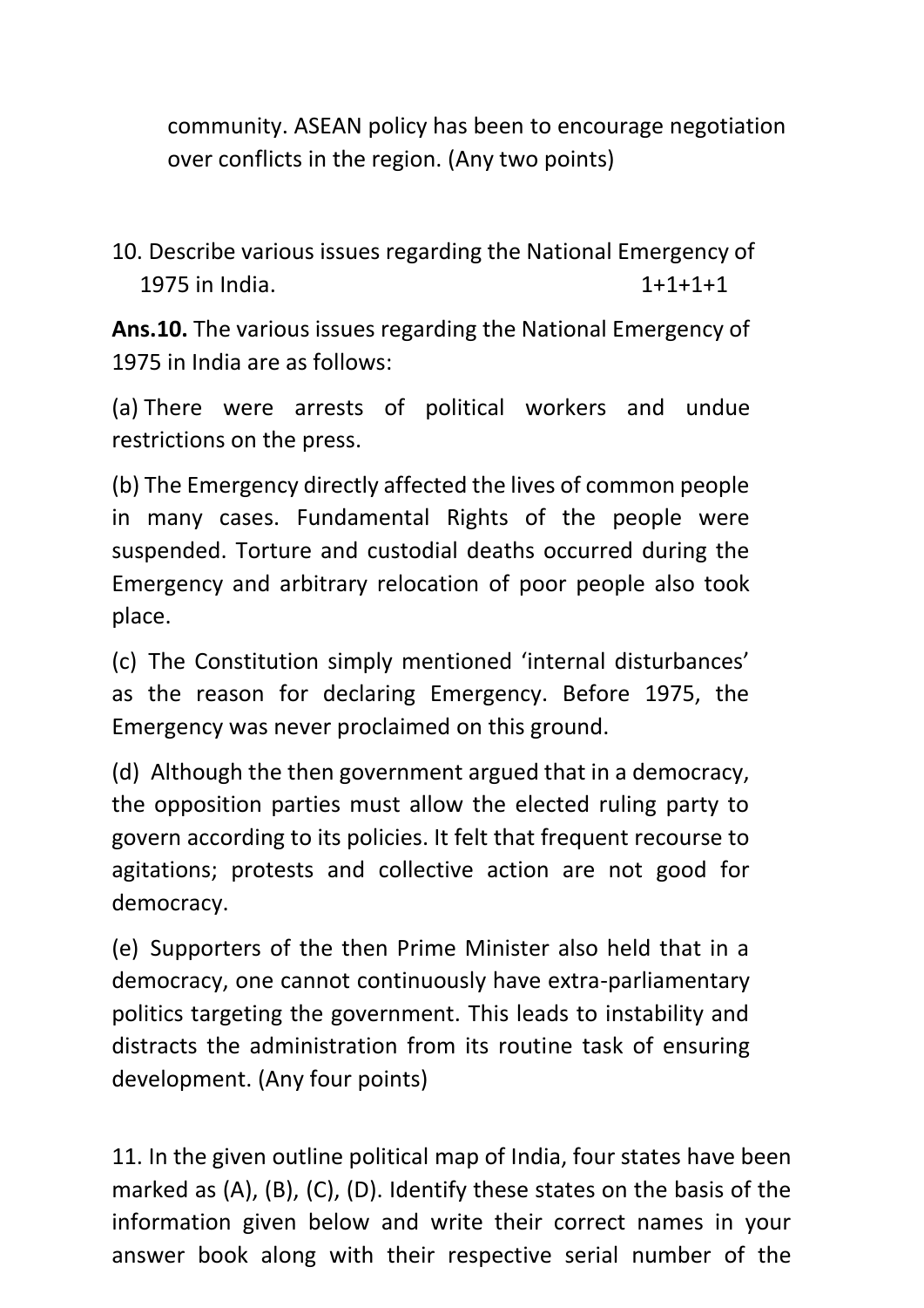community. ASEAN policy has been to encourage negotiation over conflicts in the region. (Any two points)

10. Describe various issues regarding the National Emergency of 1975 in India. 1+1+1+1

**Ans.10.** The various issues regarding the National Emergency of 1975 in India are as follows:

(a) There were arrests of political workers and undue restrictions on the press.

(b) The Emergency directly affected the lives of common people in many cases. Fundamental Rights of the people were suspended. Torture and custodial deaths occurred during the Emergency and arbitrary relocation of poor people also took place.

(c) The Constitution simply mentioned 'internal disturbances' as the reason for declaring Emergency. Before 1975, the Emergency was never proclaimed on this ground.

(d) Although the then government argued that in a democracy, the opposition parties must allow the elected ruling party to govern according to its policies. It felt that frequent recourse to agitations; protests and collective action are not good for democracy.

(e) Supporters of the then Prime Minister also held that in a democracy, one cannot continuously have extra-parliamentary politics targeting the government. This leads to instability and distracts the administration from its routine task of ensuring development. (Any four points)

11. In the given outline political map of India, four states have been marked as (A), (B), (C), (D). Identify these states on the basis of the information given below and write their correct names in your answer book along with their respective serial number of the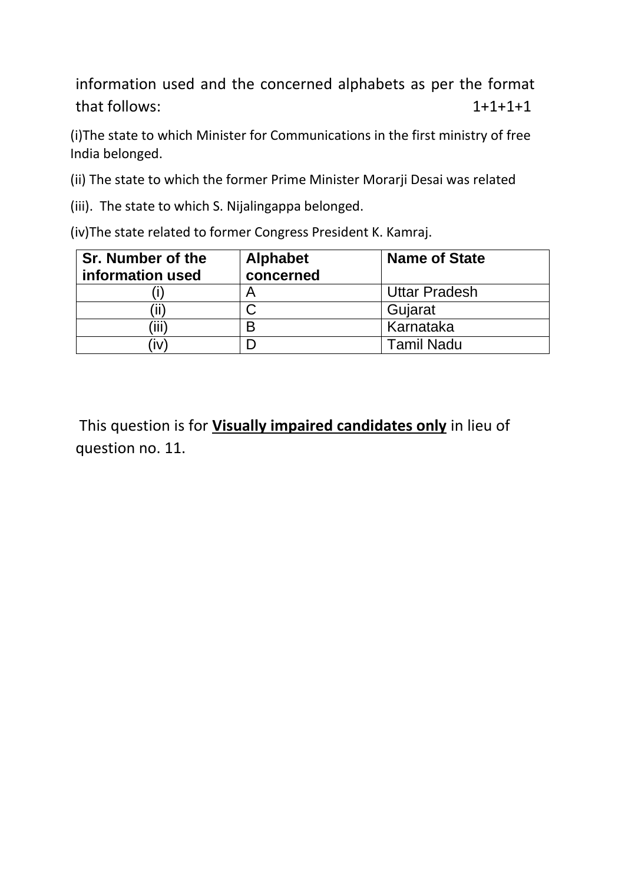information used and the concerned alphabets as per the format that follows: 1+1+1+1

(i)The state to which Minister for Communications in the first ministry of free India belonged.

(ii) The state to which the former Prime Minister Morarji Desai was related

(iii). The state to which S. Nijalingappa belonged.

(iv)The state related to former Congress President K. Kamraj.

| Sr. Number of the information used | Alphabet concerned | Name of State |
|---|---|---|
| (i) | A | Uttar Pradesh |
| (ii) | C | Gujarat |
| (iii) | B | Karnataka |
| (iv) | D | Tamil Nadu |

This question is for **Visually impaired candidates only** in lieu of question no. 11.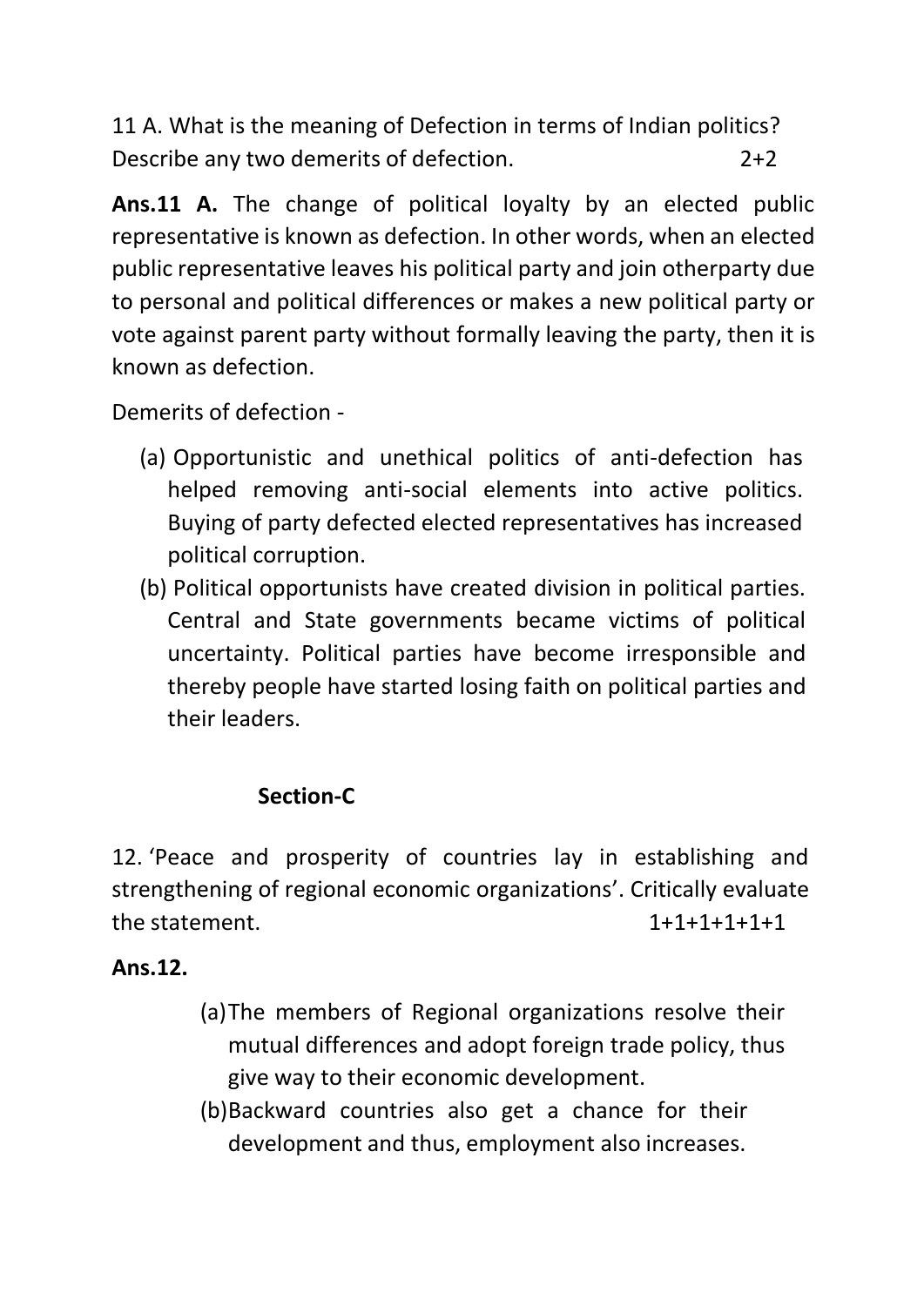11 A. What is the meaning of Defection in terms of Indian politics? Describe any two demerits of defection. 2+2

**Ans.11 A.** The change of political loyalty by an elected public representative is known as defection. In other words, when an elected public representative leaves his political party and join otherparty due to personal and political differences or makes a new political party or vote against parent party without formally leaving the party, then it is known as defection.

Demerits of defection -

(a) Opportunistic and unethical politics of anti-defection has helped removing anti-social elements into active politics. Buying of party defected elected representatives has increased political corruption.

(b) Political opportunists have created division in political parties. Central and State governments became victims of political uncertainty. Political parties have become irresponsible and thereby people have started losing faith on political parties and their leaders.

## Section-C

12. 'Peace and prosperity of countries lay in establishing and strengthening of regional economic organizations'. Critically evaluate the statement. 1+1+1+1+1+1

**Ans.12.**

(a) The members of Regional organizations resolve their mutual differences and adopt foreign trade policy, thus give way to their economic development.

(b) Backward countries also get a chance for their development and thus, employment also increases.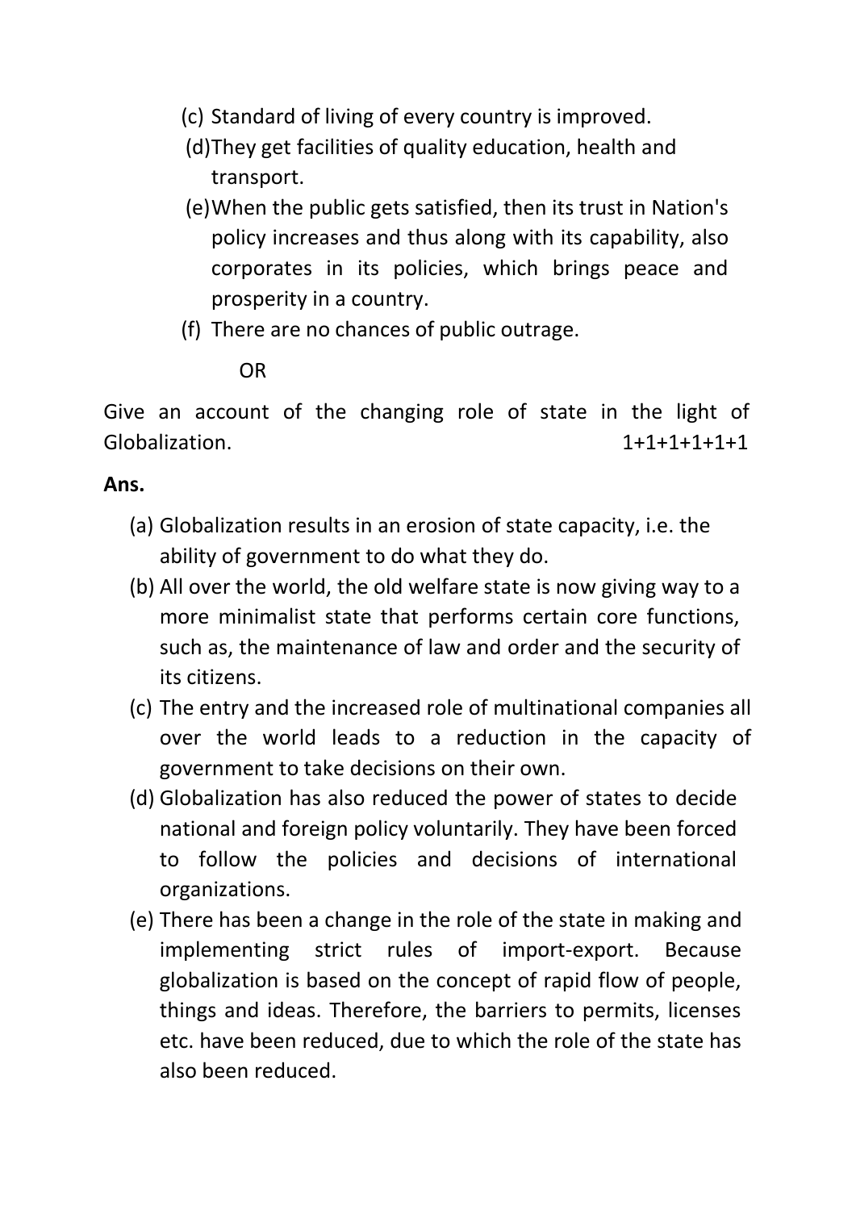(c) Standard of living of every country is improved.

(d) They get facilities of quality education, health and transport.

(e) When the public gets satisfied, then its trust in Nation's policy increases and thus along with its capability, also corporates in its policies, which brings peace and prosperity in a country.

(f) There are no chances of public outrage.

OR

Give an account of the changing role of state in the light of Globalization. 1+1+1+1+1+1

**Ans.**

(a) Globalization results in an erosion of state capacity, i.e. the ability of government to do what they do.

(b) All over the world, the old welfare state is now giving way to a more minimalist state that performs certain core functions, such as, the maintenance of law and order and the security of its citizens.

(c) The entry and the increased role of multinational companies all over the world leads to a reduction in the capacity of government to take decisions on their own.

(d) Globalization has also reduced the power of states to decide national and foreign policy voluntarily. They have been forced to follow the policies and decisions of international organizations.

(e) There has been a change in the role of the state in making and implementing strict rules of import-export. Because globalization is based on the concept of rapid flow of people, things and ideas. Therefore, the barriers to permits, licenses etc. have been reduced, due to which the role of the state has also been reduced.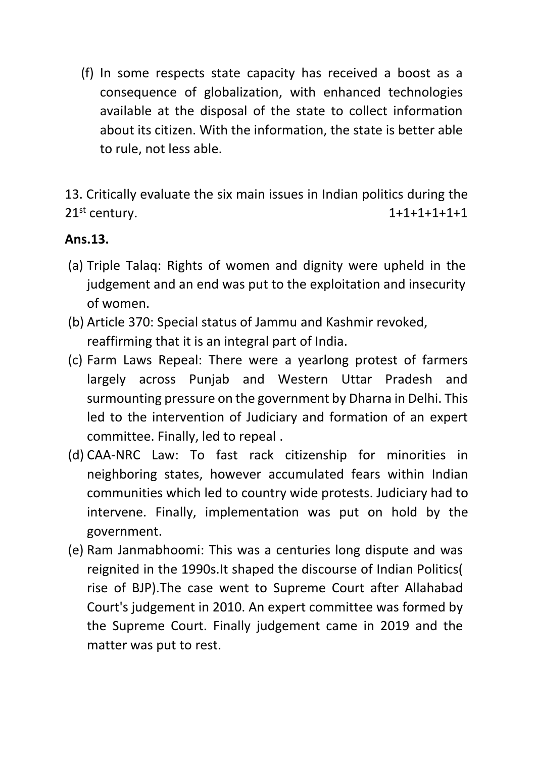(f) In some respects state capacity has received a boost as a consequence of globalization, with enhanced technologies available at the disposal of the state to collect information about its citizen. With the information, the state is better able to rule, not less able.

13. Critically evaluate the six main issues in Indian politics during the 21st century. 1+1+1+1+1+1

**Ans.13.**

(a) Triple Talaq: Rights of women and dignity were upheld in the judgement and an end was put to the exploitation and insecurity of women.

(b) Article 370: Special status of Jammu and Kashmir revoked, reaffirming that it is an integral part of India.

(c) Farm Laws Repeal: There were a yearlong protest of farmers largely across Punjab and Western Uttar Pradesh and surmounting pressure on the government by Dharna in Delhi. This led to the intervention of Judiciary and formation of an expert committee. Finally, led to repeal .

(d) CAA-NRC Law: To fast rack citizenship for minorities in neighboring states, however accumulated fears within Indian communities which led to country wide protests. Judiciary had to intervene. Finally, implementation was put on hold by the government.

(e) Ram Janmabhoomi: This was a centuries long dispute and was reignited in the 1990s.It shaped the discourse of Indian Politics( rise of BJP).The case went to Supreme Court after Allahabad Court's judgement in 2010. An expert committee was formed by the Supreme Court. Finally judgement came in 2019 and the matter was put to rest.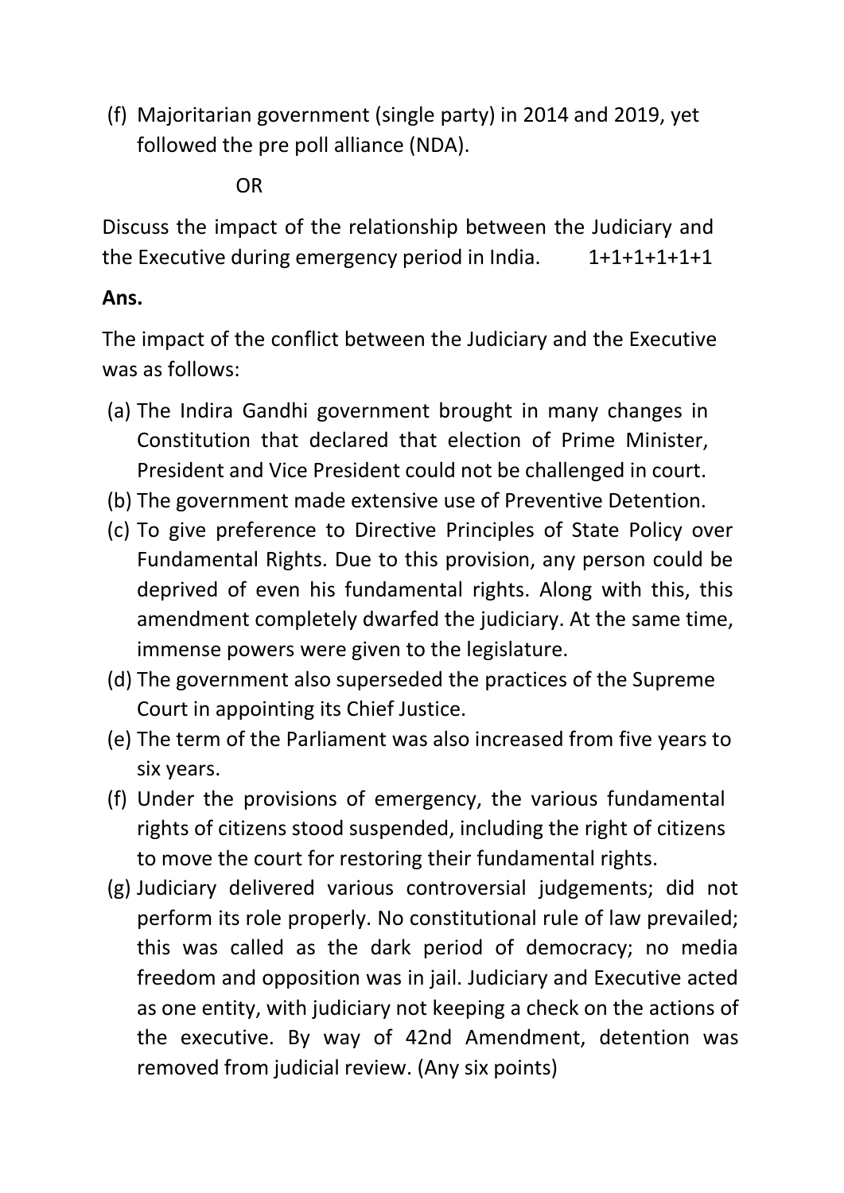(f) Majoritarian government (single party) in 2014 and 2019, yet followed the pre poll alliance (NDA).

OR

Discuss the impact of the relationship between the Judiciary and the Executive during emergency period in India. 1+1+1+1+1+1

**Ans.**

The impact of the conflict between the Judiciary and the Executive was as follows:

(a) The Indira Gandhi government brought in many changes in Constitution that declared that election of Prime Minister, President and Vice President could not be challenged in court.

(b) The government made extensive use of Preventive Detention.

(c) To give preference to Directive Principles of State Policy over Fundamental Rights. Due to this provision, any person could be deprived of even his fundamental rights. Along with this, this amendment completely dwarfed the judiciary. At the same time, immense powers were given to the legislature.

(d) The government also superseded the practices of the Supreme Court in appointing its Chief Justice.

(e) The term of the Parliament was also increased from five years to six years.

(f) Under the provisions of emergency, the various fundamental rights of citizens stood suspended, including the right of citizens to move the court for restoring their fundamental rights.

(g) Judiciary delivered various controversial judgements; did not perform its role properly. No constitutional rule of law prevailed; this was called as the dark period of democracy; no media freedom and opposition was in jail. Judiciary and Executive acted as one entity, with judiciary not keeping a check on the actions of the executive. By way of 42nd Amendment, detention was removed from judicial review. (Any six points)